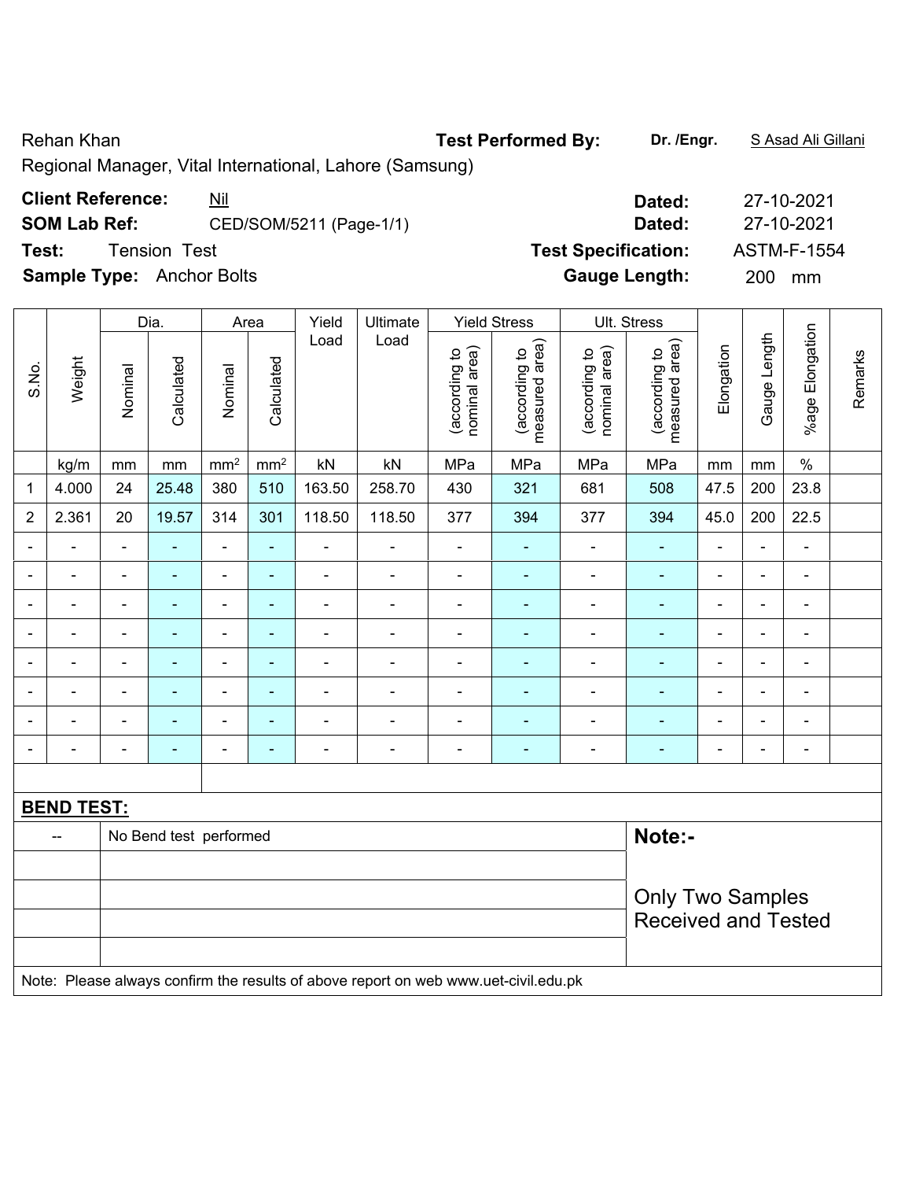Rehan Khan

Regional Manager, Vital International, Lahore (Samsung)

**Test Performed By:** **Dr. /Engr.** S Asad Ali Gillani

**Client Reference:** Nil **Dated:** 27-10-2021

**SOM Lab Ref:** CED/SOM/5211 (Page-1/1) **Dated:** 27-10-2021

**Test:** Tension Test **Test Specification:** ASTM-F-1554

**Sample Type:** Anchor Bolts **Gauge Length:** 200 mm

| S.No. | Weight | Dia. | | Area | | Yield Load | Ultimate Load | Yield Stress | | Ult. Stress | | Elongation | Gauge Length | %age Elongation | Remarks |
|---|---|---|---|---|---|---|---|---|---|---|---|---|---|---|---|
| | | Nominal | Calculated | Nominal | Calculated | | | (according to nominal area) | (according to measured area) | (according to nominal area) | (according to measured area) | | | | |
| | kg/m | mm | mm | mm² | mm² | kN | kN | MPa | MPa | MPa | MPa | mm | mm | % | |
| 1 | 4.000 | 24 | 25.48 | 380 | 510 | 163.50 | 258.70 | 430 | 321 | 681 | 508 | 47.5 | 200 | 23.8 | |
| 2 | 2.361 | 20 | 19.57 | 314 | 301 | 118.50 | 118.50 | 377 | 394 | 377 | 394 | 45.0 | 200 | 22.5 | |
| - | - | - | - | - | - | - | - | - | - | - | - | - | - | - | |
| - | - | - | - | - | - | - | - | - | - | - | - | - | - | - | |
| - | - | - | - | - | - | - | - | - | - | - | - | - | - | - | |
| - | - | - | - | - | - | - | - | - | - | - | - | - | - | - | |
| - | - | - | - | - | - | - | - | - | - | - | - | - | - | - | |
| - | - | - | - | - | - | - | - | - | - | - | - | - | - | - | |
| - | - | - | - | - | - | - | - | - | - | - | - | - | - | - | |
| - | - | - | - | - | - | - | - | - | - | - | - | - | - | - | |

**BEND TEST:**

| | | |
|---|---|---|
| -- | No Bend test performed | **Note:-** |
| | | Only Two Samples Received and Tested |

Note: Please always confirm the results of above report on web www.uet-civil.edu.pk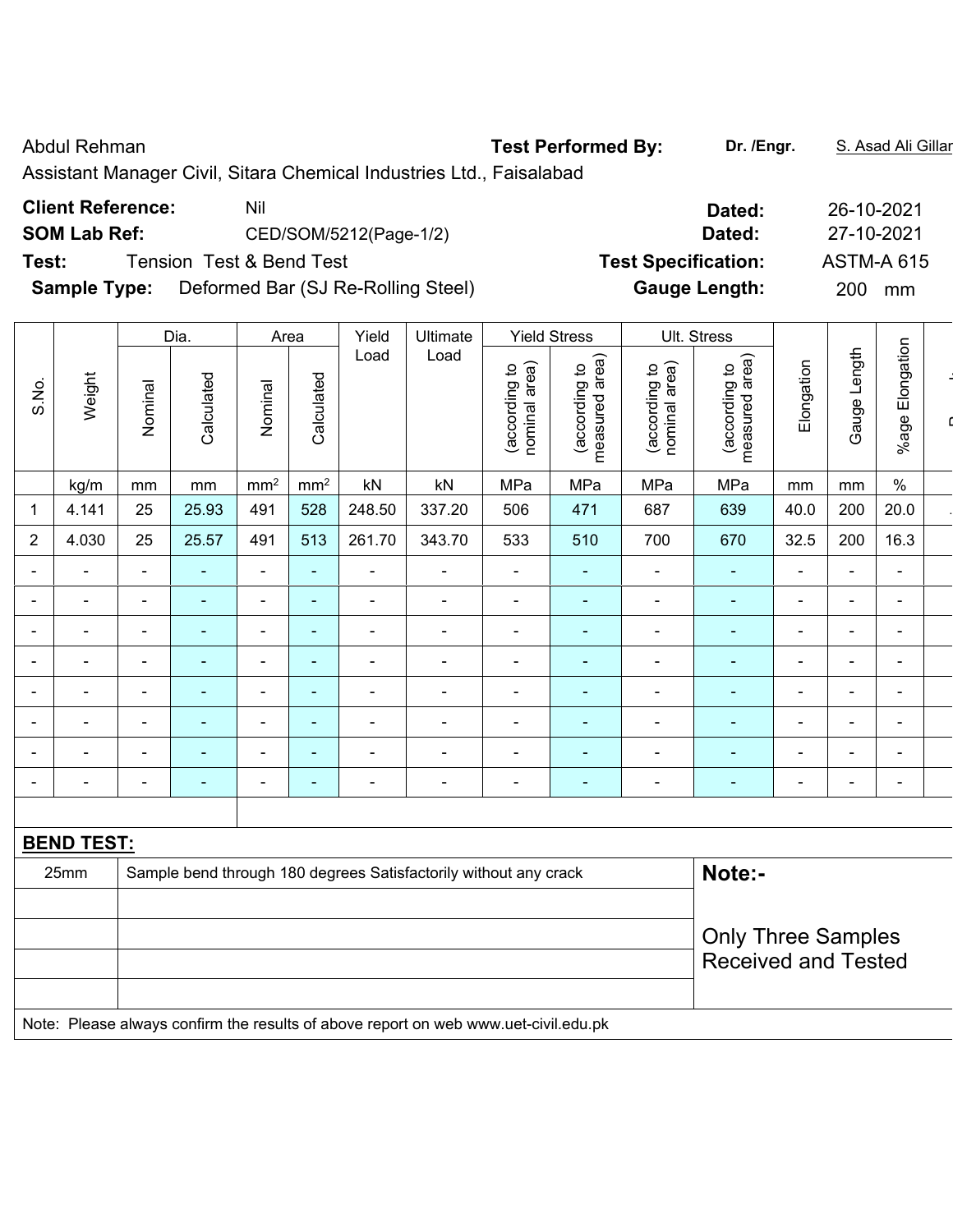Abdul Rehman

Assistant Manager Civil, Sitara Chemical Industries Ltd., Faisalabad

**Test Performed By:** **Dr. /Engr.** S. Asad Ali Gillan

| | | | |
|---|---|---|---|
| **Client Reference:** | Nil | **Dated:** | 26-10-2021 |
| **SOM Lab Ref:** | CED/SOM/5212(Page-1/2) | **Dated:** | 27-10-2021 |
| **Test:** | Tension Test & Bend Test | **Test Specification:** | ASTM-A 615 |
| **Sample Type:** | Deformed Bar (SJ Re-Rolling Steel) | **Gauge Length:** | 200 mm |

| S.No. | Weight | Dia. | | Area | | Yield Load | Ultimate Load | Yield Stress | | Ult. Stress | | Elongation | Gauge Length | %age Elongation |
|---|---|---|---|---|---|---|---|---|---|---|---|---|---|---|
| | | Nominal | Calculated | Nominal | Calculated | | | (according to nominal area) | (according to measured area) | (according to nominal area) | (according to measured area) | | | |
| | kg/m | mm | mm | $mm^2$ | $mm^2$ | kN | kN | MPa | MPa | MPa | MPa | mm | mm | % |
| 1 | 4.141 | 25 | 25.93 | 491 | 528 | 248.50 | 337.20 | 506 | 471 | 687 | 639 | 40.0 | 200 | 20.0 |
| 2 | 4.030 | 25 | 25.57 | 491 | 513 | 261.70 | 343.70 | 533 | 510 | 700 | 670 | 32.5 | 200 | 16.3 |
| - | - | - | - | - | - | - | - | - | - | - | - | - | - | - |
| - | - | - | - | - | - | - | - | - | - | - | - | - | - | - |
| - | - | - | - | - | - | - | - | - | - | - | - | - | - | - |
| - | - | - | - | - | - | - | - | - | - | - | - | - | - | - |
| - | - | - | - | - | - | - | - | - | - | - | - | - | - | - |
| - | - | - | - | - | - | - | - | - | - | - | - | - | - | - |
| - | - | - | - | - | - | - | - | - | - | - | - | - | - | - |
| - | - | - | - | - | - | - | - | - | - | - | - | - | - | - |

**BEND TEST:**

| | | |
|---|---|---|
| 25mm | Sample bend through 180 degrees Satisfactorily without any crack | **Note:-** |
| | | Only Three Samples Received and Tested |
| | | |
| | | |
| | | |

Note: Please always confirm the results of above report on web www.uet-civil.edu.pk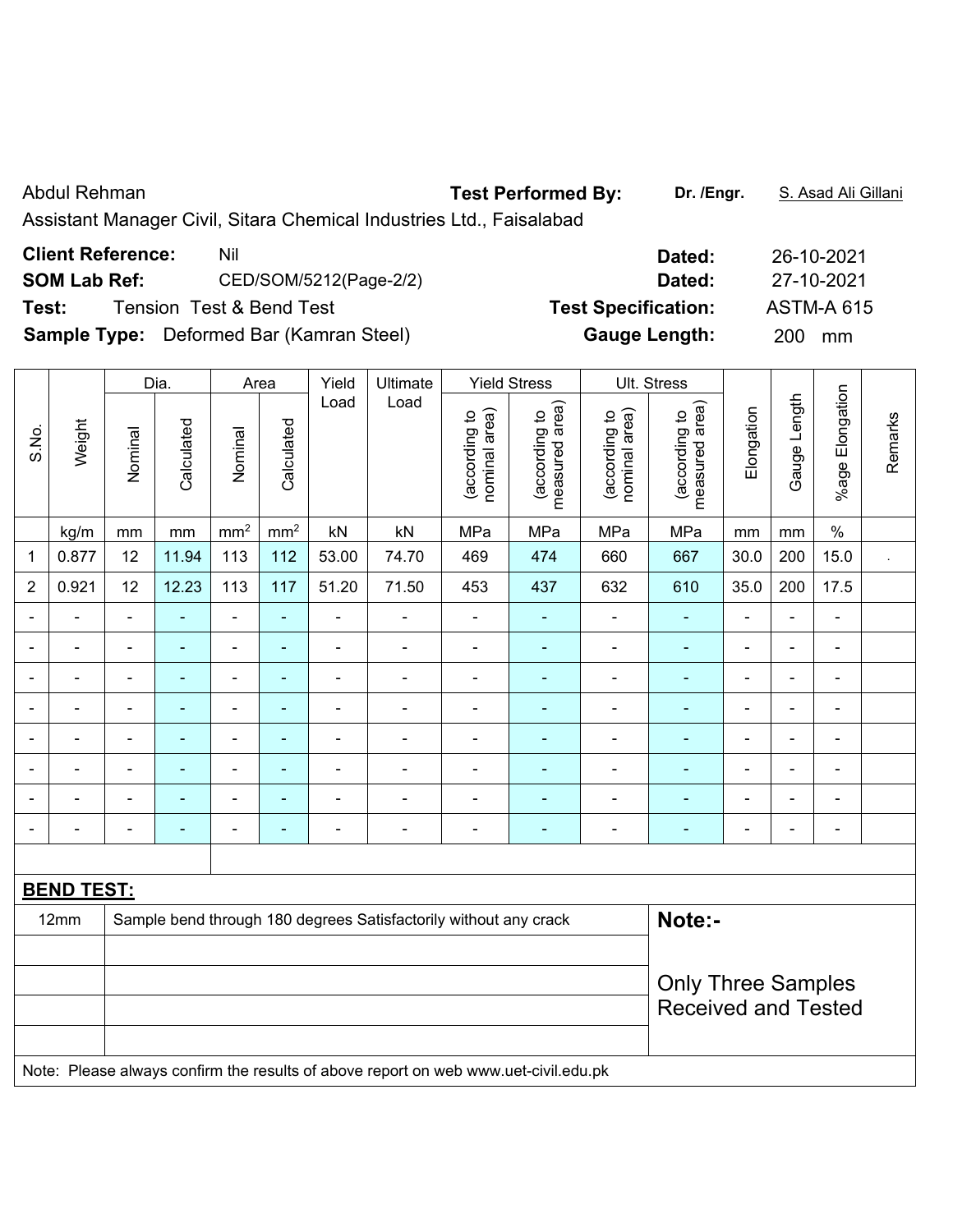Abdul Rehman

Assistant Manager Civil, Sitara Chemical Industries Ltd., Faisalabad

**Test Performed By:** **Dr. /Engr.** S. Asad Ali Gillani

| | | | |
|---|---|---|---|
| **Client Reference:** | Nil | **Dated:** | 26-10-2021 |
| **SOM Lab Ref:** | CED/SOM/5212(Page-2/2) | **Dated:** | 27-10-2021 |
| **Test:** | Tension Test & Bend Test | **Test Specification:** | ASTM-A 615 |
| **Sample Type:** | Deformed Bar (Kamran Steel) | **Gauge Length:** | 200 mm |

| S.No. | Weight | Dia. | | Area | | Yield Load | Ultimate Load | Yield Stress | | Ult. Stress | | Elongation | Gauge Length | %age Elongation | Remarks |
|---|---|---|---|---|---|---|---|---|---|---|---|---|---|---|---|
| | | Nominal | Calculated | Nominal | Calculated | | | (according to nominal area) | (according to measured area) | (according to nominal area) | (according to measured area) | | | | |
| | kg/m | mm | mm | $mm^2$ | $mm^2$ | kN | kN | MPa | MPa | MPa | MPa | mm | mm | % | |
| 1 | 0.877 | 12 | 11.94 | 113 | 112 | 53.00 | 74.70 | 469 | 474 | 660 | 667 | 30.0 | 200 | 15.0 | . |
| 2 | 0.921 | 12 | 12.23 | 113 | 117 | 51.20 | 71.50 | 453 | 437 | 632 | 610 | 35.0 | 200 | 17.5 | |
| - | - | - | - | - | - | - | - | - | - | - | - | - | - | - | |
| - | - | - | - | - | - | - | - | - | - | - | - | - | - | - | |
| - | - | - | - | - | - | - | - | - | - | - | - | - | - | - | |
| - | - | - | - | - | - | - | - | - | - | - | - | - | - | - | |
| - | - | - | - | - | - | - | - | - | - | - | - | - | - | - | |
| - | - | - | - | - | - | - | - | - | - | - | - | - | - | - | |
| - | - | - | - | - | - | - | - | - | - | - | - | - | - | - | |
| - | - | - | - | - | - | - | - | - | - | - | - | - | - | - | |

**BEND TEST:**

| | | |
|---|---|---|
| 12mm | Sample bend through 180 degrees Satisfactorily without any crack | **Note:-** Only Three Samples Received and Tested |

Note: Please always confirm the results of above report on web www.uet-civil.edu.pk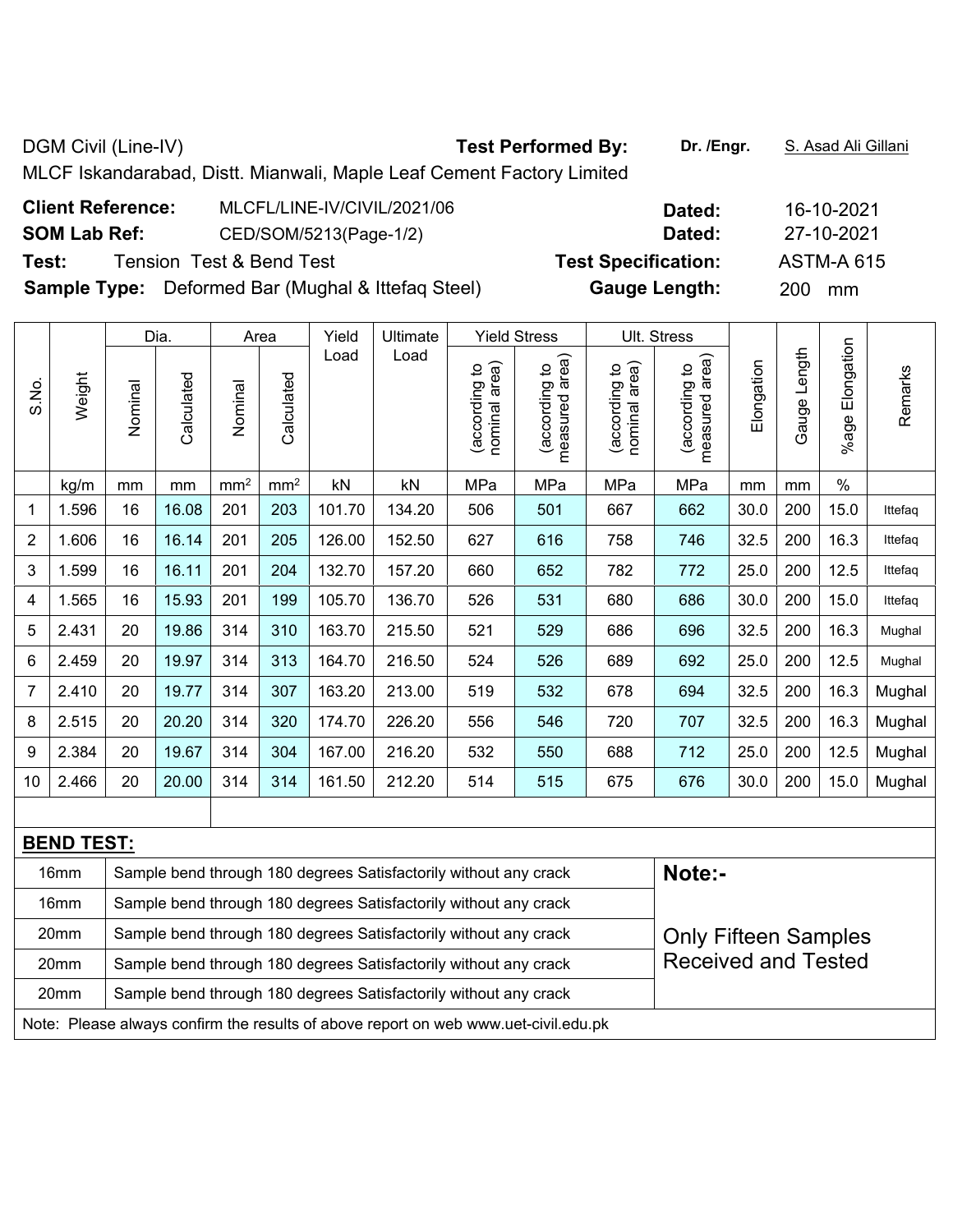DGM Civil (Line-IV) **Test Performed By:** **Dr. /Engr.** S. Asad Ali Gillani

MLCF Iskandarabad, Distt. Mianwali, Maple Leaf Cement Factory Limited

**Client Reference:** MLCFL/LINE-IV/CIVIL/2021/06 **Dated:** 16-10-2021

**SOM Lab Ref:** CED/SOM/5213(Page-1/2) **Dated:** 27-10-2021

**Test:** Tension Test & Bend Test **Test Specification:** ASTM-A 615

**Sample Type:** Deformed Bar (Mughal & Ittefaq Steel) **Gauge Length:** 200 mm

| S.No. | Weight | Dia. | | Area | | Yield Load | Ultimate Load | Yield Stress | | Ult. Stress | | Elongation | Gauge Length | %age Elongation | Remarks |
|---|---|---|---|---|---|---|---|---|---|---|---|---|---|---|---|
| | | Nominal | Calculated | Nominal | Calculated | | | (according to nominal area) | (according to measured area) | (according to nominal area) | (according to measured area) | | | | |
| | kg/m | mm | mm | mm² | mm² | kN | kN | MPa | MPa | MPa | MPa | mm | mm | % | |
| 1 | 1.596 | 16 | 16.08 | 201 | 203 | 101.70 | 134.20 | 506 | 501 | 667 | 662 | 30.0 | 200 | 15.0 | Ittefaq |
| 2 | 1.606 | 16 | 16.14 | 201 | 205 | 126.00 | 152.50 | 627 | 616 | 758 | 746 | 32.5 | 200 | 16.3 | Ittefaq |
| 3 | 1.599 | 16 | 16.11 | 201 | 204 | 132.70 | 157.20 | 660 | 652 | 782 | 772 | 25.0 | 200 | 12.5 | Ittefaq |
| 4 | 1.565 | 16 | 15.93 | 201 | 199 | 105.70 | 136.70 | 526 | 531 | 680 | 686 | 30.0 | 200 | 15.0 | Ittefaq |
| 5 | 2.431 | 20 | 19.86 | 314 | 310 | 163.70 | 215.50 | 521 | 529 | 686 | 696 | 32.5 | 200 | 16.3 | Mughal |
| 6 | 2.459 | 20 | 19.97 | 314 | 313 | 164.70 | 216.50 | 524 | 526 | 689 | 692 | 25.0 | 200 | 12.5 | Mughal |
| 7 | 2.410 | 20 | 19.77 | 314 | 307 | 163.20 | 213.00 | 519 | 532 | 678 | 694 | 32.5 | 200 | 16.3 | Mughal |
| 8 | 2.515 | 20 | 20.20 | 314 | 320 | 174.70 | 226.20 | 556 | 546 | 720 | 707 | 32.5 | 200 | 16.3 | Mughal |
| 9 | 2.384 | 20 | 19.67 | 314 | 304 | 167.00 | 216.20 | 532 | 550 | 688 | 712 | 25.0 | 200 | 12.5 | Mughal |
| 10 | 2.466 | 20 | 20.00 | 314 | 314 | 161.50 | 212.20 | 514 | 515 | 675 | 676 | 30.0 | 200 | 15.0 | Mughal |

**BEND TEST:**

| Size | Result |
|---|---|
| 16mm | Sample bend through 180 degrees Satisfactorily without any crack |
| 16mm | Sample bend through 180 degrees Satisfactorily without any crack |
| 20mm | Sample bend through 180 degrees Satisfactorily without any crack |
| 20mm | Sample bend through 180 degrees Satisfactorily without any crack |
| 20mm | Sample bend through 180 degrees Satisfactorily without any crack |

**Note:-**

Only Fifteen Samples Received and Tested

Note: Please always confirm the results of above report on web www.uet-civil.edu.pk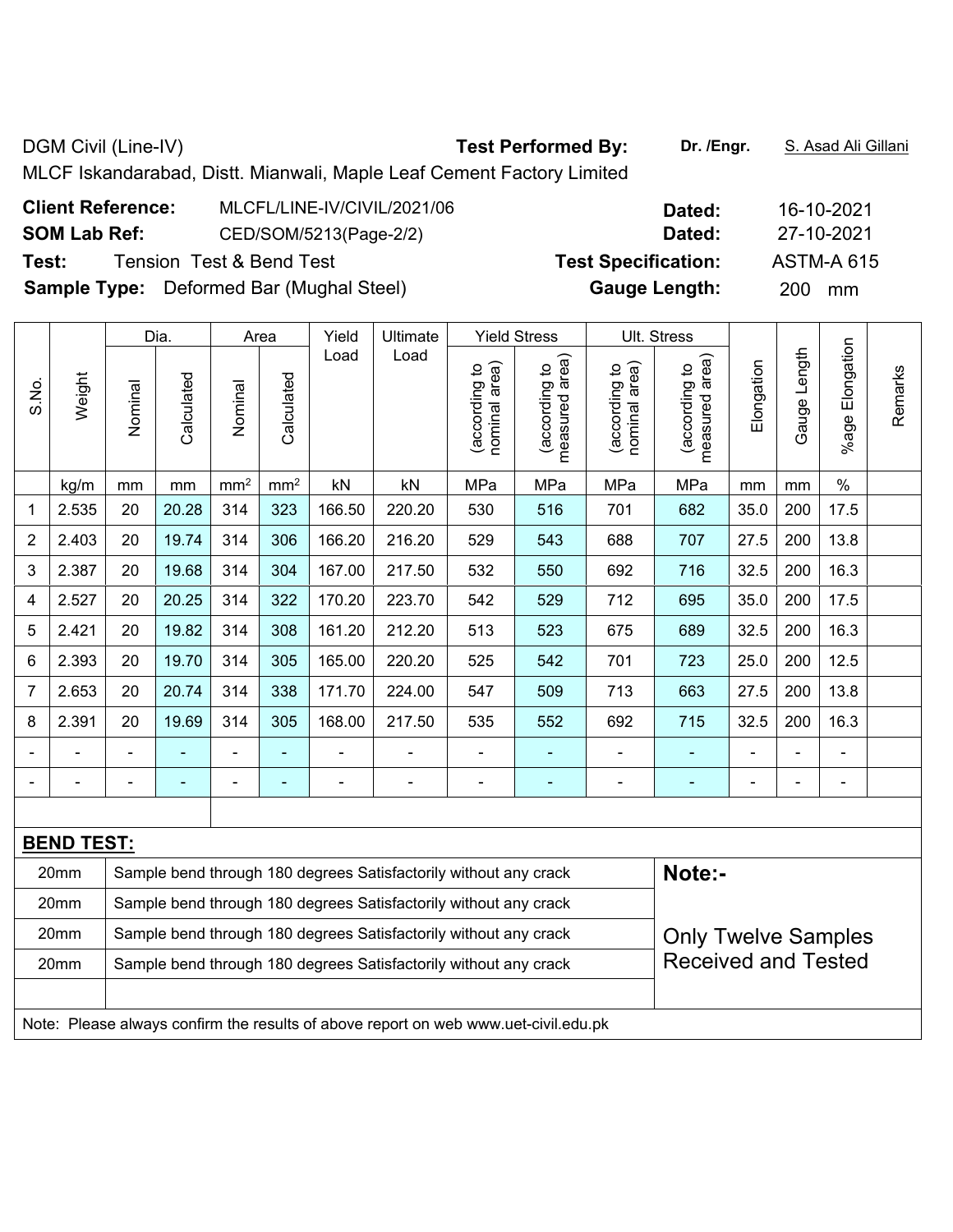DGM Civil (Line-IV) **Test Performed By:** **Dr. /Engr.** S. Asad Ali Gillani

MLCF Iskandarabad, Distt. Mianwali, Maple Leaf Cement Factory Limited

**Client Reference:** MLCFL/LINE-IV/CIVIL/2021/06 **Dated:** 16-10-2021

**SOM Lab Ref:** CED/SOM/5213(Page-2/2) **Dated:** 27-10-2021

**Test:** Tension Test & Bend Test **Test Specification:** ASTM-A 615

**Sample Type:** Deformed Bar (Mughal Steel) **Gauge Length:** 200 mm

| S.No. | Weight | Dia. | | Area | | Yield Load | Ultimate Load | Yield Stress | | Ult. Stress | | Elongation | Gauge Length | %age Elongation | Remarks |
|---|---|---|---|---|---|---|---|---|---|---|---|---|---|---|---|
| | | Nominal | Calculated | Nominal | Calculated | | | (according to nominal area) | (according to measured area) | (according to nominal area) | (according to measured area) | | | | |
| | kg/m | mm | mm | mm² | mm² | kN | kN | MPa | MPa | MPa | MPa | mm | mm | % | |
| 1 | 2.535 | 20 | 20.28 | 314 | 323 | 166.50 | 220.20 | 530 | 516 | 701 | 682 | 35.0 | 200 | 17.5 | |
| 2 | 2.403 | 20 | 19.74 | 314 | 306 | 166.20 | 216.20 | 529 | 543 | 688 | 707 | 27.5 | 200 | 13.8 | |
| 3 | 2.387 | 20 | 19.68 | 314 | 304 | 167.00 | 217.50 | 532 | 550 | 692 | 716 | 32.5 | 200 | 16.3 | |
| 4 | 2.527 | 20 | 20.25 | 314 | 322 | 170.20 | 223.70 | 542 | 529 | 712 | 695 | 35.0 | 200 | 17.5 | |
| 5 | 2.421 | 20 | 19.82 | 314 | 308 | 161.20 | 212.20 | 513 | 523 | 675 | 689 | 32.5 | 200 | 16.3 | |
| 6 | 2.393 | 20 | 19.70 | 314 | 305 | 165.00 | 220.20 | 525 | 542 | 701 | 723 | 25.0 | 200 | 12.5 | |
| 7 | 2.653 | 20 | 20.74 | 314 | 338 | 171.70 | 224.00 | 547 | 509 | 713 | 663 | 27.5 | 200 | 13.8 | |
| 8 | 2.391 | 20 | 19.69 | 314 | 305 | 168.00 | 217.50 | 535 | 552 | 692 | 715 | 32.5 | 200 | 16.3 | |
| - | - | - | - | - | - | - | - | - | - | - | - | - | - | - | |
| - | - | - | - | - | - | - | - | - | - | - | - | - | - | - | |

**BEND TEST:**

| Size | Result |
|---|---|
| 20mm | Sample bend through 180 degrees Satisfactorily without any crack |
| 20mm | Sample bend through 180 degrees Satisfactorily without any crack |
| 20mm | Sample bend through 180 degrees Satisfactorily without any crack |
| 20mm | Sample bend through 180 degrees Satisfactorily without any crack |

**Note:-**

Only Twelve Samples Received and Tested

Note: Please always confirm the results of above report on web www.uet-civil.edu.pk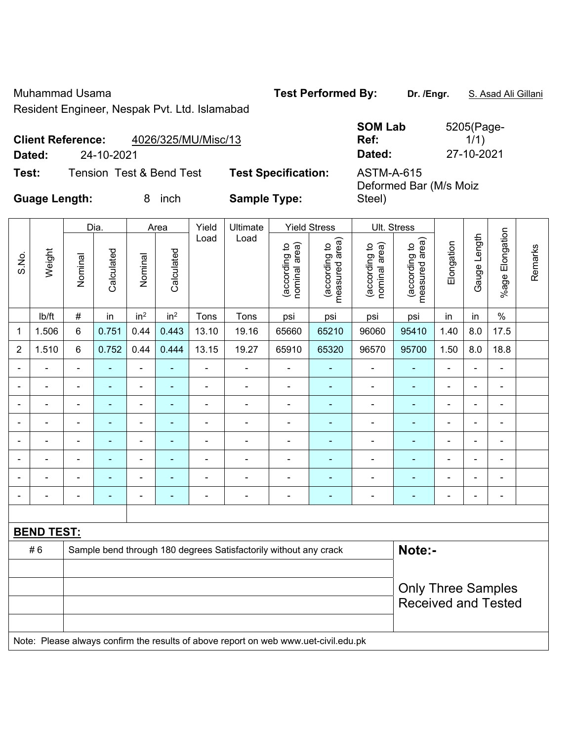Muhammad Usama

Resident Engineer, Nespak Pvt. Ltd. Islamabad

**Test Performed By:** **Dr. /Engr.** S. Asad Ali Gillani

**Client Reference:** 4026/325/MU/Misc/13

**Dated:** 24-10-2021

**SOM Lab Ref:** 5205(Page-1/1)

**Dated:** 27-10-2021

**Test:** Tension Test & Bend Test

**Test Specification:** ASTM-A-615

**Guage Length:** 8 inch

**Sample Type:** Deformed Bar (M/s Moiz Steel)

| S.No. | Weight | Dia. | | Area | | Yield Load | Ultimate Load | Yield Stress | | Ult. Stress | | Elongation | Gauge Length | %age Elongation | Remarks |
|---|---|---|---|---|---|---|---|---|---|---|---|---|---|---|---|
| | | Nominal | Calculated | Nominal | Calculated | | | (according to nominal area) | (according to measured area) | (according to nominal area) | (according to measured area) | | | | |
| | lb/ft | # | in | in$^2$ | in$^2$ | Tons | Tons | psi | psi | psi | psi | in | in | % | |
| 1 | 1.506 | 6 | 0.751 | 0.44 | 0.443 | 13.10 | 19.16 | 65660 | 65210 | 96060 | 95410 | 1.40 | 8.0 | 17.5 | |
| 2 | 1.510 | 6 | 0.752 | 0.44 | 0.444 | 13.15 | 19.27 | 65910 | 65320 | 96570 | 95700 | 1.50 | 8.0 | 18.8 | |
| - | - | - | - | - | - | - | - | - | - | - | - | - | - | - | |
| - | - | - | - | - | - | - | - | - | - | - | - | - | - | - | |
| - | - | - | - | - | - | - | - | - | - | - | - | - | - | - | |
| - | - | - | - | - | - | - | - | - | - | - | - | - | - | - | |
| - | - | - | - | - | - | - | - | - | - | - | - | - | - | - | |
| - | - | - | - | - | - | - | - | - | - | - | - | - | - | - | |
| - | - | - | - | - | - | - | - | - | - | - | - | - | - | - | |
| - | - | - | - | - | - | - | - | - | - | - | - | - | - | - | |

**BEND TEST:**

| # 6 | Sample bend through 180 degrees Satisfactorily without any crack |
|---|---|

**Note:-**

Only Three Samples Received and Tested

Note: Please always confirm the results of above report on web www.uet-civil.edu.pk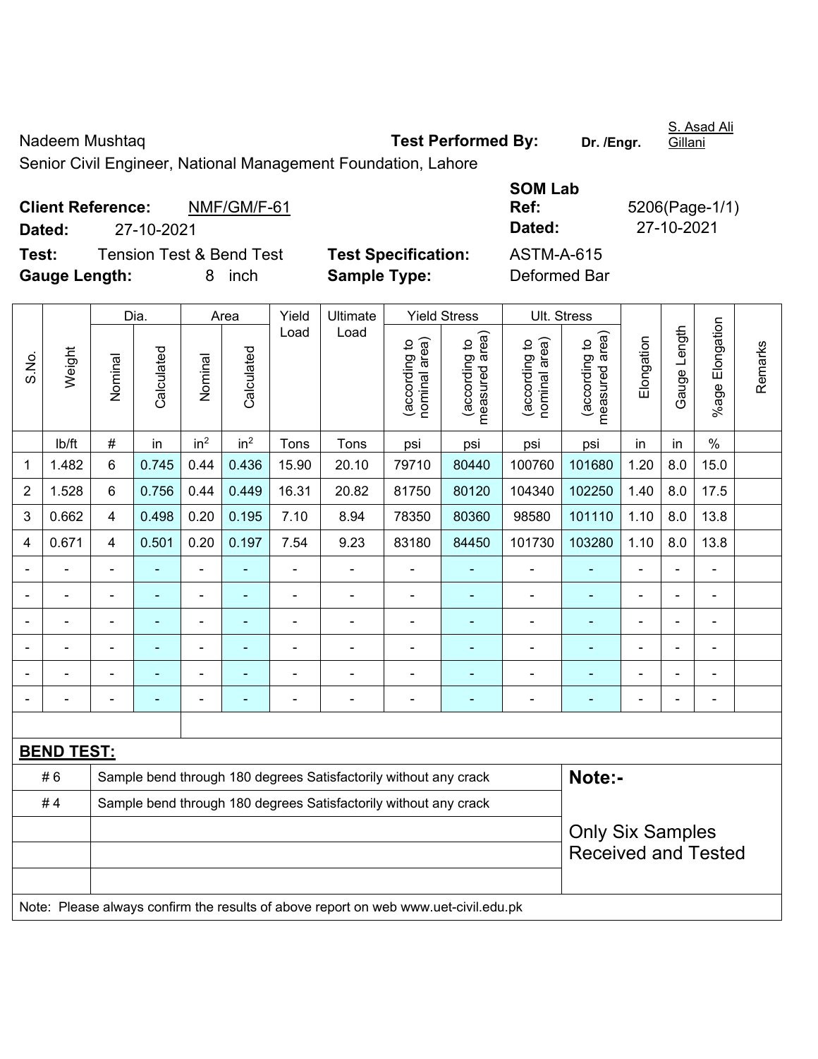S. Asad Ali Gillani

Nadeem Mushtaq **Test Performed By:** **Dr. /Engr.**

Senior Civil Engineer, National Management Foundation, Lahore

**Client Reference:** NMF/GM/F-61 **SOM Lab Ref:** 5206(Page-1/1)

**Dated:** 27-10-2021 **Dated:** 27-10-2021

**Test:** Tension Test & Bend Test **Test Specification:** ASTM-A-615

**Gauge Length:** 8 inch **Sample Type:** Deformed Bar

| S.No. | Weight | Dia. | | Area | | Yield Load | Ultimate Load | Yield Stress | | Ult. Stress | | Elongation | Gauge Length | %age Elongation | Remarks |
|---|---|---|---|---|---|---|---|---|---|---|---|---|---|---|---|
| | | Nominal | Calculated | Nominal | Calculated | | | (according to nominal area) | (according to measured area) | (according to nominal area) | (according to measured area) | | | | |
| | lb/ft | # | in | $in^2$ | $in^2$ | Tons | Tons | psi | psi | psi | psi | in | in | % | |
| 1 | 1.482 | 6 | 0.745 | 0.44 | 0.436 | 15.90 | 20.10 | 79710 | 80440 | 100760 | 101680 | 1.20 | 8.0 | 15.0 | |
| 2 | 1.528 | 6 | 0.756 | 0.44 | 0.449 | 16.31 | 20.82 | 81750 | 80120 | 104340 | 102250 | 1.40 | 8.0 | 17.5 | |
| 3 | 0.662 | 4 | 0.498 | 0.20 | 0.195 | 7.10 | 8.94 | 78350 | 80360 | 98580 | 101110 | 1.10 | 8.0 | 13.8 | |
| 4 | 0.671 | 4 | 0.501 | 0.20 | 0.197 | 7.54 | 9.23 | 83180 | 84450 | 101730 | 103280 | 1.10 | 8.0 | 13.8 | |
| - | - | - | - | - | - | - | - | - | - | - | - | - | - | - | |
| - | - | - | - | - | - | - | - | - | - | - | - | - | - | - | |
| - | - | - | - | - | - | - | - | - | - | - | - | - | - | - | |
| - | - | - | - | - | - | - | - | - | - | - | - | - | - | - | |
| - | - | - | - | - | - | - | - | - | - | - | - | - | - | - | |
| - | - | - | - | - | - | - | - | - | - | - | - | - | - | - | |

**BEND TEST:**

| | | |
|---|---|---|
| # 6 | Sample bend through 180 degrees Satisfactorily without any crack | **Note:-** |
| # 4 | Sample bend through 180 degrees Satisfactorily without any crack | Only Six Samples Received and Tested |

Note: Please always confirm the results of above report on web www.uet-civil.edu.pk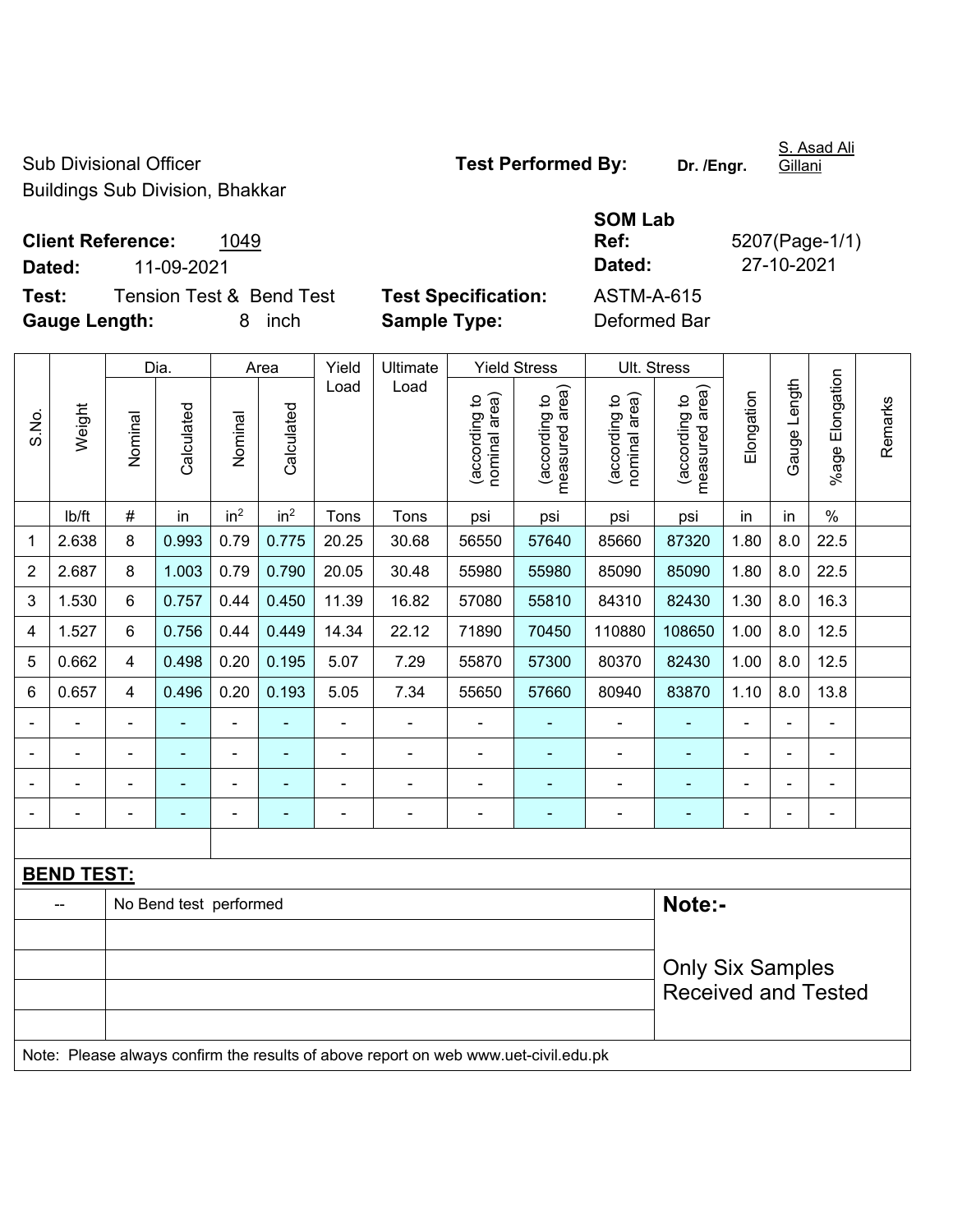Sub Divisional Officer
Buildings Sub Division, Bhakkar

**Test Performed By:** **Dr. /Engr.** S. Asad Ali Gillani

**Client Reference:** 1049
**Dated:** 11-09-2021

**SOM Lab Ref:** 5207(Page-1/1)
**Dated:** 27-10-2021

**Test:** Tension Test & Bend Test
**Gauge Length:** 8 inch

**Test Specification:** ASTM-A-615
**Sample Type:** Deformed Bar

| S.No. | Weight | Dia. | | Area | | Yield Load | Ultimate Load | Yield Stress | | Ult. Stress | | Elongation | Gauge Length | %age Elongation | Remarks |
|---|---|---|---|---|---|---|---|---|---|---|---|---|---|---|---|
| | | Nominal | Calculated | Nominal | Calculated | | | (according to nominal area) | (according to measured area) | (according to nominal area) | (according to measured area) | | | | |
| | lb/ft | # | in | in² | in² | Tons | Tons | psi | psi | psi | psi | in | in | % | |
| 1 | 2.638 | 8 | 0.993 | 0.79 | 0.775 | 20.25 | 30.68 | 56550 | 57640 | 85660 | 87320 | 1.80 | 8.0 | 22.5 | |
| 2 | 2.687 | 8 | 1.003 | 0.79 | 0.790 | 20.05 | 30.48 | 55980 | 55980 | 85090 | 85090 | 1.80 | 8.0 | 22.5 | |
| 3 | 1.530 | 6 | 0.757 | 0.44 | 0.450 | 11.39 | 16.82 | 57080 | 55810 | 84310 | 82430 | 1.30 | 8.0 | 16.3 | |
| 4 | 1.527 | 6 | 0.756 | 0.44 | 0.449 | 14.34 | 22.12 | 71890 | 70450 | 110880 | 108650 | 1.00 | 8.0 | 12.5 | |
| 5 | 0.662 | 4 | 0.498 | 0.20 | 0.195 | 5.07 | 7.29 | 55870 | 57300 | 80370 | 82430 | 1.00 | 8.0 | 12.5 | |
| 6 | 0.657 | 4 | 0.496 | 0.20 | 0.193 | 5.05 | 7.34 | 55650 | 57660 | 80940 | 83870 | 1.10 | 8.0 | 13.8 | |
| - | - | - | - | - | - | - | - | - | - | - | - | - | - | - | |
| - | - | - | - | - | - | - | - | - | - | - | - | - | - | - | |
| - | - | - | - | - | - | - | - | - | - | - | - | - | - | - | |
| - | - | - | - | - | - | - | - | - | - | - | - | - | - | - | |

**BEND TEST:**

| | | |
|---|---|---|
| -- | No Bend test performed | **Note:-** Only Six Samples Received and Tested |

Note: Please always confirm the results of above report on web www.uet-civil.edu.pk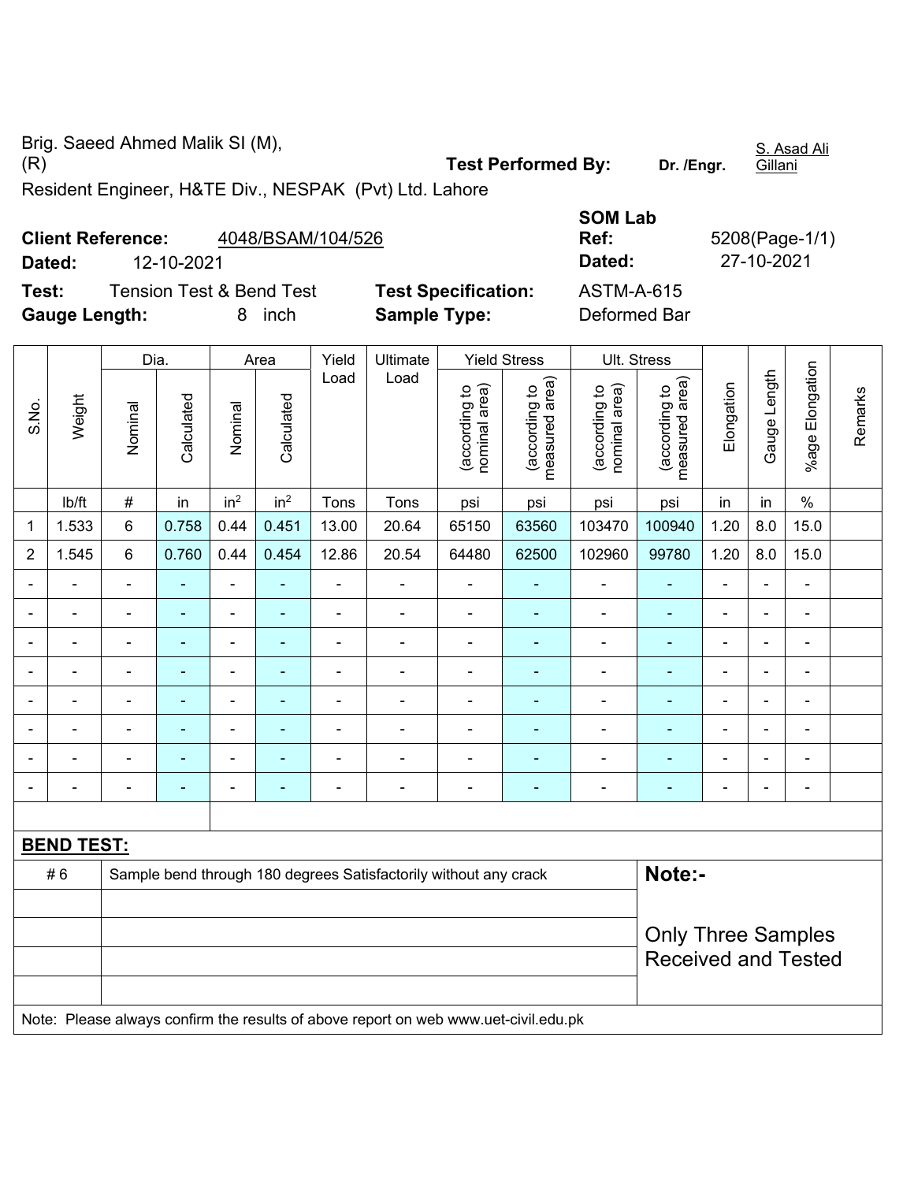Brig. Saeed Ahmed Malik SI (M), (R)

Resident Engineer, H&TE Div., NESPAK (Pvt) Ltd. Lahore

**Test Performed By:** Dr. /Engr. S. Asad Ali Gillani

**Client Reference:** 4048/BSAM/104/526

**Dated:** 12-10-2021

**SOM Lab Ref:** 5208(Page-1/1)

**Dated:** 27-10-2021

**Test:** Tension Test & Bend Test

**Test Specification:** ASTM-A-615

**Gauge Length:** 8 inch

**Sample Type:** Deformed Bar

| S.No. | Weight | Dia. | | Area | | Yield Load | Ultimate Load | Yield Stress | | Ult. Stress | | Elongation | Gauge Length | %age Elongation | Remarks |
|---|---|---|---|---|---|---|---|---|---|---|---|---|---|---|---|
| | | Nominal | Calculated | Nominal | Calculated | | | (according to nominal area) | (according to measured area) | (according to nominal area) | (according to measured area) | | | | |
| | lb/ft | # | in | in$^2$ | in$^2$ | Tons | Tons | psi | psi | psi | psi | in | in | % | |
| 1 | 1.533 | 6 | 0.758 | 0.44 | 0.451 | 13.00 | 20.64 | 65150 | 63560 | 103470 | 100940 | 1.20 | 8.0 | 15.0 | |
| 2 | 1.545 | 6 | 0.760 | 0.44 | 0.454 | 12.86 | 20.54 | 64480 | 62500 | 102960 | 99780 | 1.20 | 8.0 | 15.0 | |
| - | - | - | - | - | - | - | - | - | - | - | - | - | - | - | |
| - | - | - | - | - | - | - | - | - | - | - | - | - | - | - | |
| - | - | - | - | - | - | - | - | - | - | - | - | - | - | - | |
| - | - | - | - | - | - | - | - | - | - | - | - | - | - | - | |
| - | - | - | - | - | - | - | - | - | - | - | - | - | - | - | |
| - | - | - | - | - | - | - | - | - | - | - | - | - | - | - | |
| - | - | - | - | - | - | - | - | - | - | - | - | - | - | - | |
| - | - | - | - | - | - | - | - | - | - | - | - | - | - | - | |

**BEND TEST:**

| | |
|---|---|
| # 6 | Sample bend through 180 degrees Satisfactorily without any crack |

**Note:-**

Only Three Samples Received and Tested

Note: Please always confirm the results of above report on web www.uet-civil.edu.pk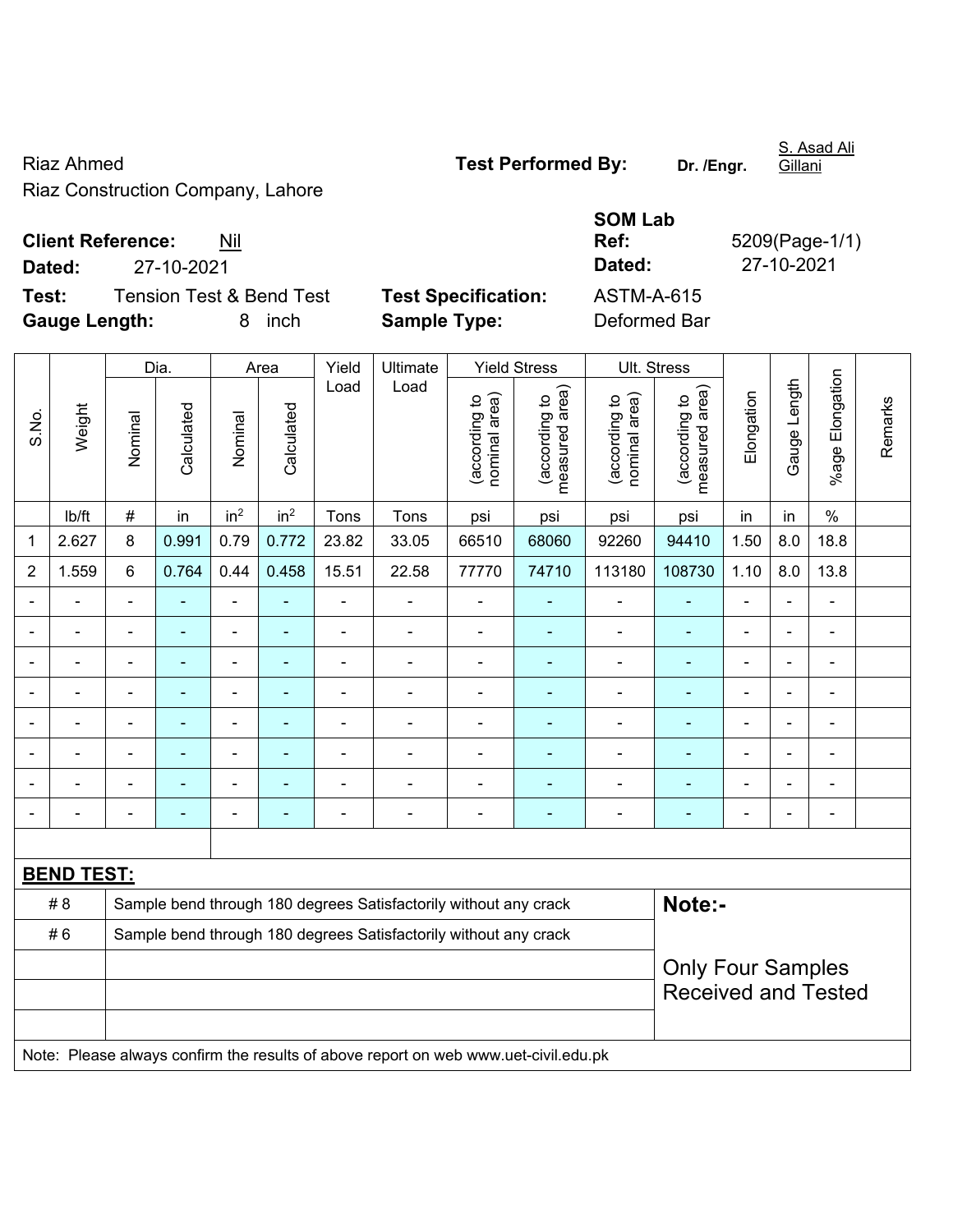Riaz Ahmed
Riaz Construction Company, Lahore

**Test Performed By:** Dr. /Engr. S. Asad Ali Gillani

**Client Reference:** Nil
**Dated:** 27-10-2021

**SOM Lab Ref:** 5209(Page-1/1)
**Dated:** 27-10-2021

**Test:** Tension Test & Bend Test
**Gauge Length:** 8 inch

**Test Specification:** ASTM-A-615
**Sample Type:** Deformed Bar

| S.No. | Weight | Dia. | | Area | | Yield Load | Ultimate Load | Yield Stress | | Ult. Stress | | Elongation | Gauge Length | %age Elongation | Remarks |
|---|---|---|---|---|---|---|---|---|---|---|---|---|---|---|---|
| | | Nominal | Calculated | Nominal | Calculated | | | (according to nominal area) | (according to measured area) | (according to nominal area) | (according to measured area) | | | | |
| | lb/ft | # | in | $in^2$ | $in^2$ | Tons | Tons | psi | psi | psi | psi | in | in | % | |
| 1 | 2.627 | 8 | 0.991 | 0.79 | 0.772 | 23.82 | 33.05 | 66510 | 68060 | 92260 | 94410 | 1.50 | 8.0 | 18.8 | |
| 2 | 1.559 | 6 | 0.764 | 0.44 | 0.458 | 15.51 | 22.58 | 77770 | 74710 | 113180 | 108730 | 1.10 | 8.0 | 13.8 | |
| - | - | - | - | - | - | - | - | - | - | - | - | - | - | - | |
| - | - | - | - | - | - | - | - | - | - | - | - | - | - | - | |
| - | - | - | - | - | - | - | - | - | - | - | - | - | - | - | |
| - | - | - | - | - | - | - | - | - | - | - | - | - | - | - | |
| - | - | - | - | - | - | - | - | - | - | - | - | - | - | - | |
| - | - | - | - | - | - | - | - | - | - | - | - | - | - | - | |
| - | - | - | - | - | - | - | - | - | - | - | - | - | - | - | |
| - | - | - | - | - | - | - | - | - | - | - | - | - | - | - | |

**BEND TEST:**

| | | |
|---|---|---|
| # 8 | Sample bend through 180 degrees Satisfactorily without any crack | **Note:-** |
| # 6 | Sample bend through 180 degrees Satisfactorily without any crack | |
| | | Only Four Samples Received and Tested |

Note: Please always confirm the results of above report on web www.uet-civil.edu.pk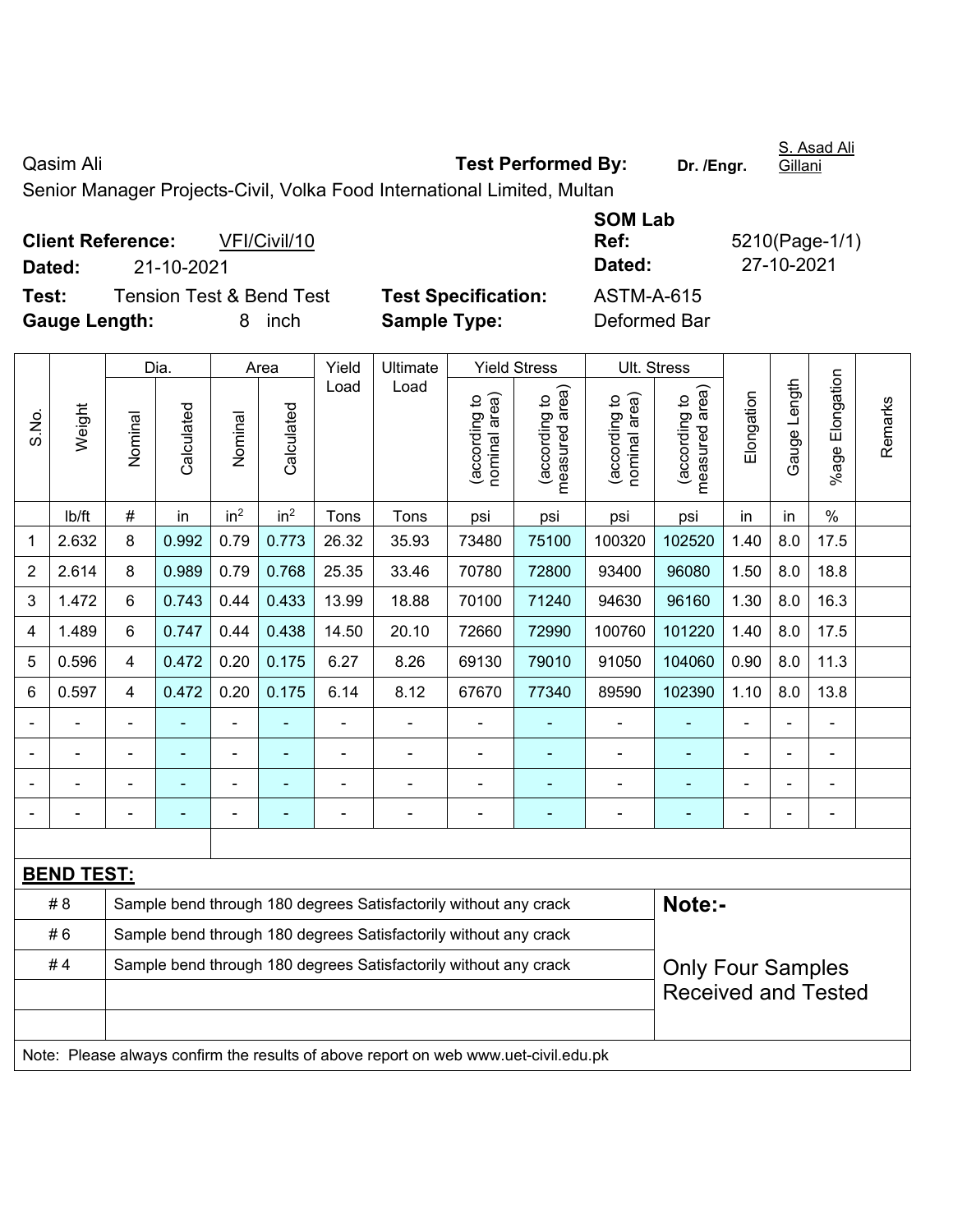Qasim Ali **Test Performed By:** **Dr. /Engr.** S. Asad Ali Gillani

Senior Manager Projects-Civil, Volka Food International Limited, Multan

**Client Reference:** VFI/Civil/10 **SOM Lab Ref:** 5210(Page-1/1)

**Dated:** 21-10-2021 **Dated:** 27-10-2021

**Test:** Tension Test & Bend Test **Test Specification:** ASTM-A-615

**Gauge Length:** 8 inch **Sample Type:** Deformed Bar

| S.No. | Weight | Dia. | | Area | | Yield Load | Ultimate Load | Yield Stress | | Ult. Stress | | Elongation | Gauge Length | %age Elongation | Remarks |
|---|---|---|---|---|---|---|---|---|---|---|---|---|---|---|---|
| | | Nominal | Calculated | Nominal | Calculated | | | (according to nominal area) | (according to measured area) | (according to nominal area) | (according to measured area) | | | | |
| | lb/ft | # | in | $in^2$ | $in^2$ | Tons | Tons | psi | psi | psi | psi | in | in | % | |
| 1 | 2.632 | 8 | 0.992 | 0.79 | 0.773 | 26.32 | 35.93 | 73480 | 75100 | 100320 | 102520 | 1.40 | 8.0 | 17.5 | |
| 2 | 2.614 | 8 | 0.989 | 0.79 | 0.768 | 25.35 | 33.46 | 70780 | 72800 | 93400 | 96080 | 1.50 | 8.0 | 18.8 | |
| 3 | 1.472 | 6 | 0.743 | 0.44 | 0.433 | 13.99 | 18.88 | 70100 | 71240 | 94630 | 96160 | 1.30 | 8.0 | 16.3 | |
| 4 | 1.489 | 6 | 0.747 | 0.44 | 0.438 | 14.50 | 20.10 | 72660 | 72990 | 100760 | 101220 | 1.40 | 8.0 | 17.5 | |
| 5 | 0.596 | 4 | 0.472 | 0.20 | 0.175 | 6.27 | 8.26 | 69130 | 79010 | 91050 | 104060 | 0.90 | 8.0 | 11.3 | |
| 6 | 0.597 | 4 | 0.472 | 0.20 | 0.175 | 6.14 | 8.12 | 67670 | 77340 | 89590 | 102390 | 1.10 | 8.0 | 13.8 | |
| - | - | - | - | - | - | - | - | - | - | - | - | - | - | - | |
| - | - | - | - | - | - | - | - | - | - | - | - | - | - | - | |
| - | - | - | - | - | - | - | - | - | - | - | - | - | - | - | |
| - | - | - | - | - | - | - | - | - | - | - | - | - | - | - | |

**BEND TEST:**

| | | |
|---|---|---|
| # 8 | Sample bend through 180 degrees Satisfactorily without any crack | **Note:-** |
| # 6 | Sample bend through 180 degrees Satisfactorily without any crack | |
| # 4 | Sample bend through 180 degrees Satisfactorily without any crack | Only Four Samples Received and Tested |
| | | |
| | | |

Note: Please always confirm the results of above report on web www.uet-civil.edu.pk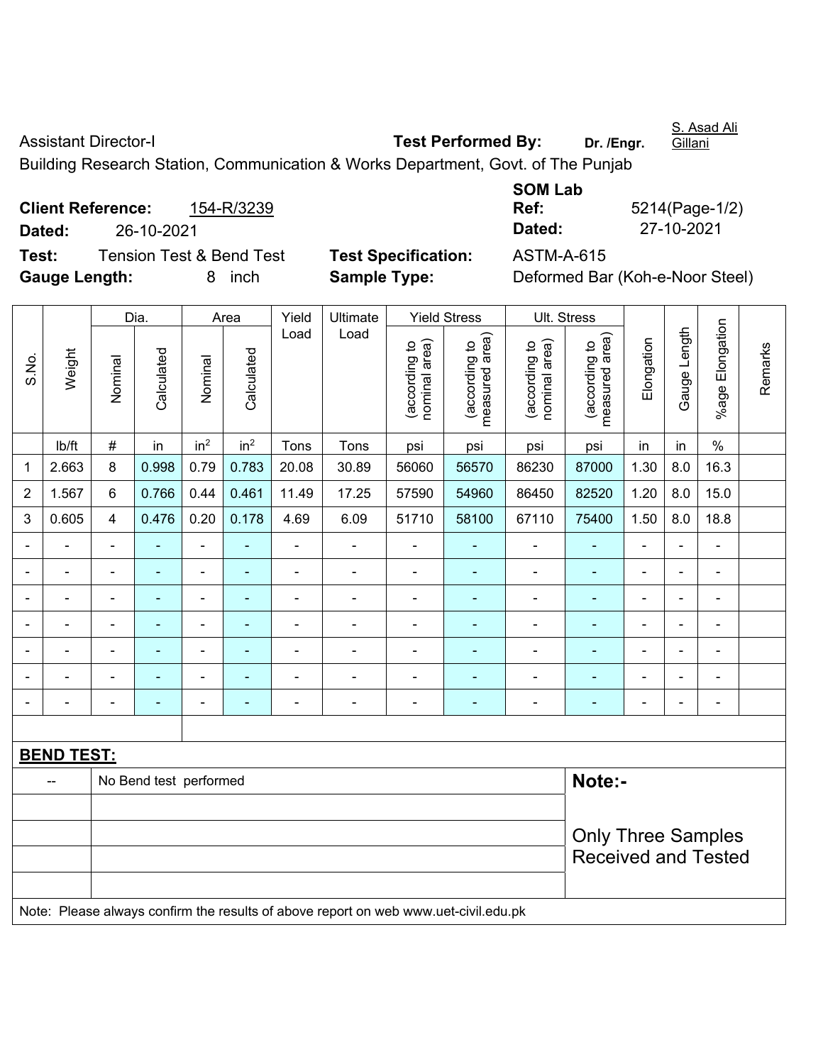Assistant Director-I **Test Performed By:** **Dr. /Engr.** S. Asad Ali Gillani

Building Research Station, Communication & Works Department, Govt. of The Punjab

**Client Reference:** 154-R/3239

**Dated:** 26-10-2021

**SOM Lab Ref:** 5214(Page-1/2)

**Dated:** 27-10-2021

**Test:** Tension Test & Bend Test **Test Specification:** ASTM-A-615

**Gauge Length:** 8 inch **Sample Type:** Deformed Bar (Koh-e-Noor Steel)

| S.No. | Weight | Dia. | | Area | | Yield Load | Ultimate Load | Yield Stress | | Ult. Stress | | Elongation | Gauge Length | %age Elongation | Remarks |
|---|---|---|---|---|---|---|---|---|---|---|---|---|---|---|---|
| | | Nominal | Calculated | Nominal | Calculated | | | (according to nominal area) | (according to measured area) | (according to nominal area) | (according to measured area) | | | | |
| | lb/ft | # | in | $in^2$ | $in^2$ | Tons | Tons | psi | psi | psi | psi | in | in | % | |
| 1 | 2.663 | 8 | 0.998 | 0.79 | 0.783 | 20.08 | 30.89 | 56060 | 56570 | 86230 | 87000 | 1.30 | 8.0 | 16.3 | |
| 2 | 1.567 | 6 | 0.766 | 0.44 | 0.461 | 11.49 | 17.25 | 57590 | 54960 | 86450 | 82520 | 1.20 | 8.0 | 15.0 | |
| 3 | 0.605 | 4 | 0.476 | 0.20 | 0.178 | 4.69 | 6.09 | 51710 | 58100 | 67110 | 75400 | 1.50 | 8.0 | 18.8 | |
| - | - | - | - | - | - | - | - | - | - | - | - | - | - | - | |
| - | - | - | - | - | - | - | - | - | - | - | - | - | - | - | |
| - | - | - | - | - | - | - | - | - | - | - | - | - | - | - | |
| - | - | - | - | - | - | - | - | - | - | - | - | - | - | - | |
| - | - | - | - | - | - | - | - | - | - | - | - | - | - | - | |
| - | - | - | - | - | - | - | - | - | - | - | - | - | - | - | |
| - | - | - | - | - | - | - | - | - | - | - | - | - | - | - | |

**BEND TEST:**

| -- | No Bend test performed |
|---|---|

**Note:-**

Only Three Samples Received and Tested

Note: Please always confirm the results of above report on web www.uet-civil.edu.pk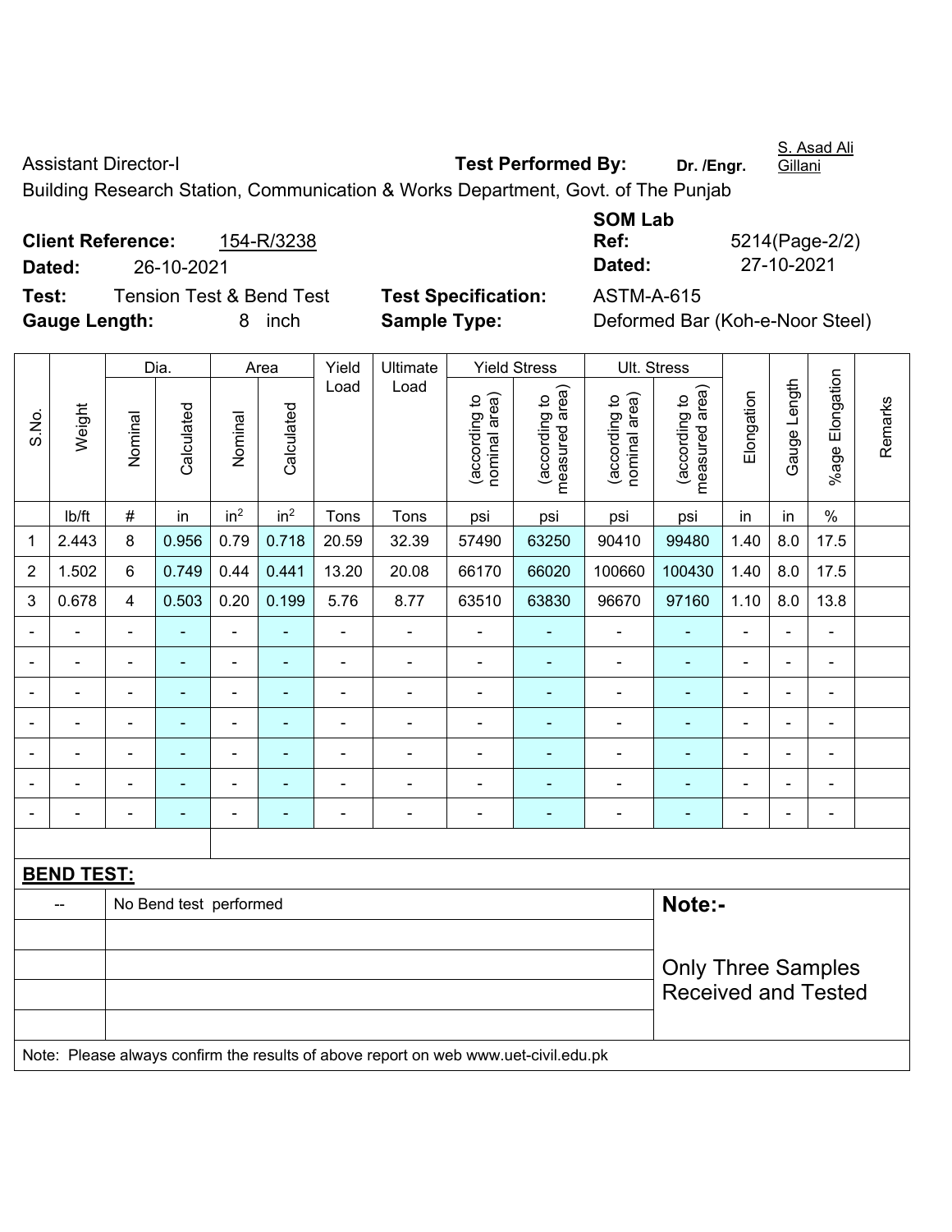Assistant Director-I **Test Performed By:** **Dr. /Engr.** S. Asad Ali Gillani

Building Research Station, Communication & Works Department, Govt. of The Punjab

**Client Reference:** 154-R/3238

**Dated:** 26-10-2021

**SOM Lab Ref:** 5214(Page-2/2)

**Dated:** 27-10-2021

**Test:** Tension Test & Bend Test **Test Specification:** ASTM-A-615

**Gauge Length:** 8 inch **Sample Type:** Deformed Bar (Koh-e-Noor Steel)

| S.No. | Weight | Dia. | | Area | | Yield Load | Ultimate Load | Yield Stress | | Ult. Stress | | Elongation | Gauge Length | %age Elongation | Remarks |
|---|---|---|---|---|---|---|---|---|---|---|---|---|---|---|---|
| | | Nominal | Calculated | Nominal | Calculated | | | (according to nominal area) | (according to measured area) | (according to nominal area) | (according to measured area) | | | | |
| | lb/ft | # | in | in² | in² | Tons | Tons | psi | psi | psi | psi | in | in | % | |
| 1 | 2.443 | 8 | 0.956 | 0.79 | 0.718 | 20.59 | 32.39 | 57490 | 63250 | 90410 | 99480 | 1.40 | 8.0 | 17.5 | |
| 2 | 1.502 | 6 | 0.749 | 0.44 | 0.441 | 13.20 | 20.08 | 66170 | 66020 | 100660 | 100430 | 1.40 | 8.0 | 17.5 | |
| 3 | 0.678 | 4 | 0.503 | 0.20 | 0.199 | 5.76 | 8.77 | 63510 | 63830 | 96670 | 97160 | 1.10 | 8.0 | 13.8 | |
| - | - | - | - | - | - | - | - | - | - | - | - | - | - | - | |
| - | - | - | - | - | - | - | - | - | - | - | - | - | - | - | |
| - | - | - | - | - | - | - | - | - | - | - | - | - | - | - | |
| - | - | - | - | - | - | - | - | - | - | - | - | - | - | - | |
| - | - | - | - | - | - | - | - | - | - | - | - | - | - | - | |
| - | - | - | - | - | - | - | - | - | - | - | - | - | - | - | |
| - | - | - | - | - | - | - | - | - | - | - | - | - | - | - | |

**BEND TEST:**

| | | |
|---|---|---|
| -- | No Bend test performed | **Note:-** |
| | | Only Three Samples Received and Tested |

Note: Please always confirm the results of above report on web www.uet-civil.edu.pk